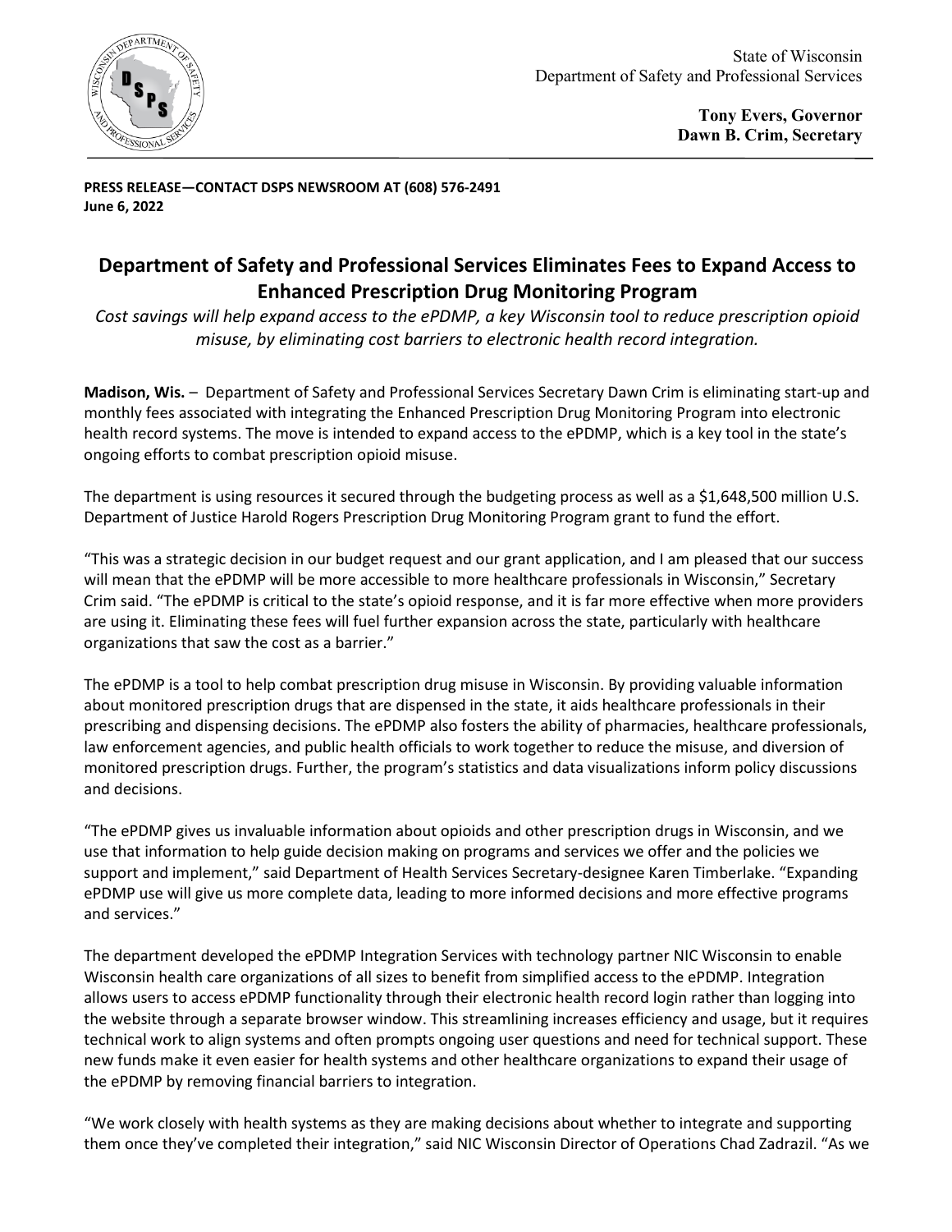State of Wisconsin
Department of Safety and Professional Services

**Tony Evers, Governor**
**Dawn B. Crim, Secretary**

**PRESS RELEASE—CONTACT DSPS NEWSROOM AT (608) 576-2491**
**June 6, 2022**

# Department of Safety and Professional Services Eliminates Fees to Expand Access to Enhanced Prescription Drug Monitoring Program

*Cost savings will help expand access to the ePDMP, a key Wisconsin tool to reduce prescription opioid misuse, by eliminating cost barriers to electronic health record integration.*

**Madison, Wis.** – Department of Safety and Professional Services Secretary Dawn Crim is eliminating start-up and monthly fees associated with integrating the Enhanced Prescription Drug Monitoring Program into electronic health record systems. The move is intended to expand access to the ePDMP, which is a key tool in the state's ongoing efforts to combat prescription opioid misuse.

The department is using resources it secured through the budgeting process as well as a $1,648,500 million U.S. Department of Justice Harold Rogers Prescription Drug Monitoring Program grant to fund the effort.

"This was a strategic decision in our budget request and our grant application, and I am pleased that our success will mean that the ePDMP will be more accessible to more healthcare professionals in Wisconsin," Secretary Crim said. "The ePDMP is critical to the state's opioid response, and it is far more effective when more providers are using it. Eliminating these fees will fuel further expansion across the state, particularly with healthcare organizations that saw the cost as a barrier."

The ePDMP is a tool to help combat prescription drug misuse in Wisconsin. By providing valuable information about monitored prescription drugs that are dispensed in the state, it aids healthcare professionals in their prescribing and dispensing decisions. The ePDMP also fosters the ability of pharmacies, healthcare professionals, law enforcement agencies, and public health officials to work together to reduce the misuse, and diversion of monitored prescription drugs. Further, the program's statistics and data visualizations inform policy discussions and decisions.

"The ePDMP gives us invaluable information about opioids and other prescription drugs in Wisconsin, and we use that information to help guide decision making on programs and services we offer and the policies we support and implement," said Department of Health Services Secretary-designee Karen Timberlake. "Expanding ePDMP use will give us more complete data, leading to more informed decisions and more effective programs and services."

The department developed the ePDMP Integration Services with technology partner NIC Wisconsin to enable Wisconsin health care organizations of all sizes to benefit from simplified access to the ePDMP. Integration allows users to access ePDMP functionality through their electronic health record login rather than logging into the website through a separate browser window. This streamlining increases efficiency and usage, but it requires technical work to align systems and often prompts ongoing user questions and need for technical support. These new funds make it even easier for health systems and other healthcare organizations to expand their usage of the ePDMP by removing financial barriers to integration.

"We work closely with health systems as they are making decisions about whether to integrate and supporting them once they've completed their integration," said NIC Wisconsin Director of Operations Chad Zadrazil. "As we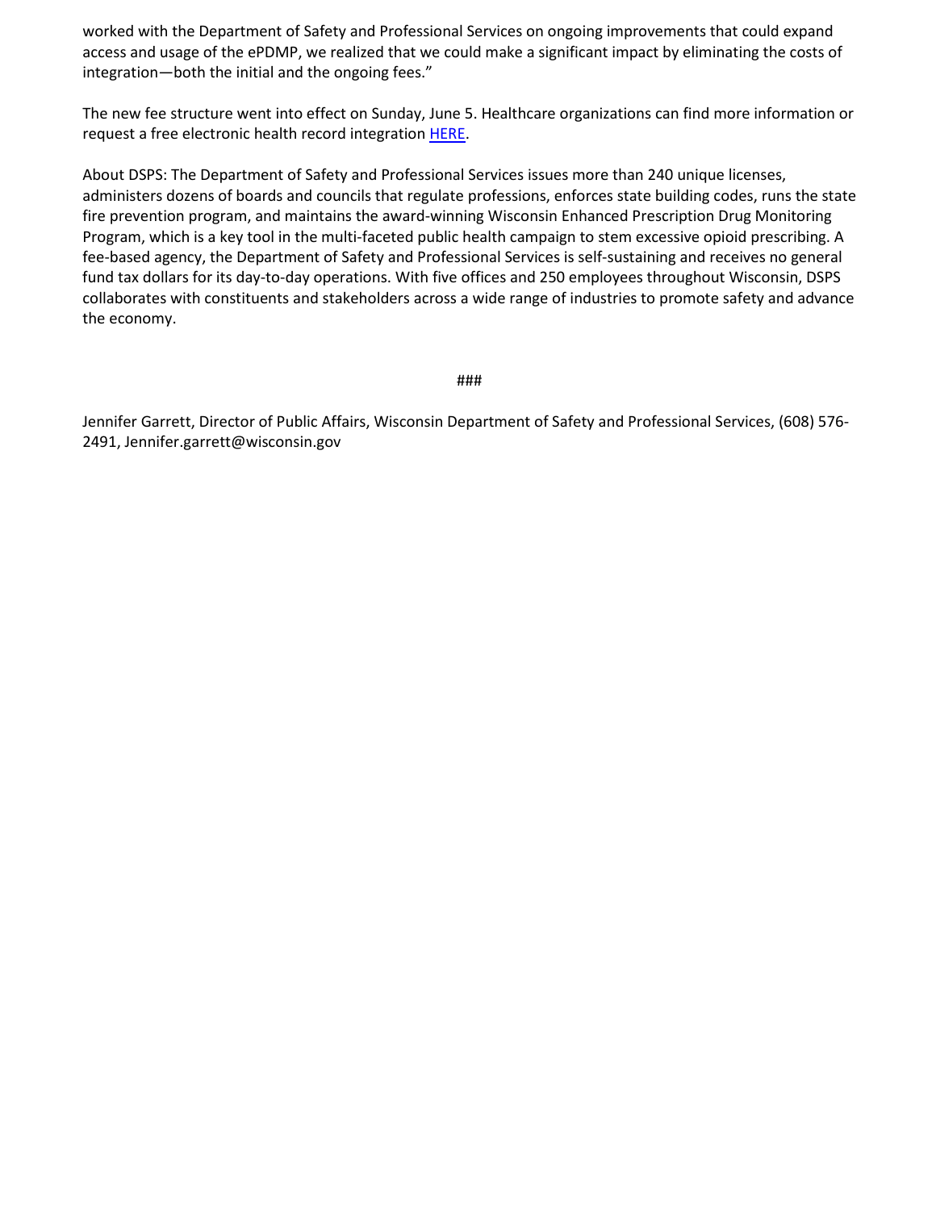worked with the Department of Safety and Professional Services on ongoing improvements that could expand access and usage of the ePDMP, we realized that we could make a significant impact by eliminating the costs of integration—both the initial and the ongoing fees."

The new fee structure went into effect on Sunday, June 5. Healthcare organizations can find more information or request a free electronic health record integration HERE.

About DSPS: The Department of Safety and Professional Services issues more than 240 unique licenses, administers dozens of boards and councils that regulate professions, enforces state building codes, runs the state fire prevention program, and maintains the award-winning Wisconsin Enhanced Prescription Drug Monitoring Program, which is a key tool in the multi-faceted public health campaign to stem excessive opioid prescribing. A fee-based agency, the Department of Safety and Professional Services is self-sustaining and receives no general fund tax dollars for its day-to-day operations. With five offices and 250 employees throughout Wisconsin, DSPS collaborates with constituents and stakeholders across a wide range of industries to promote safety and advance the economy.

###

Jennifer Garrett, Director of Public Affairs, Wisconsin Department of Safety and Professional Services, (608) 576-2491, Jennifer.garrett@wisconsin.gov